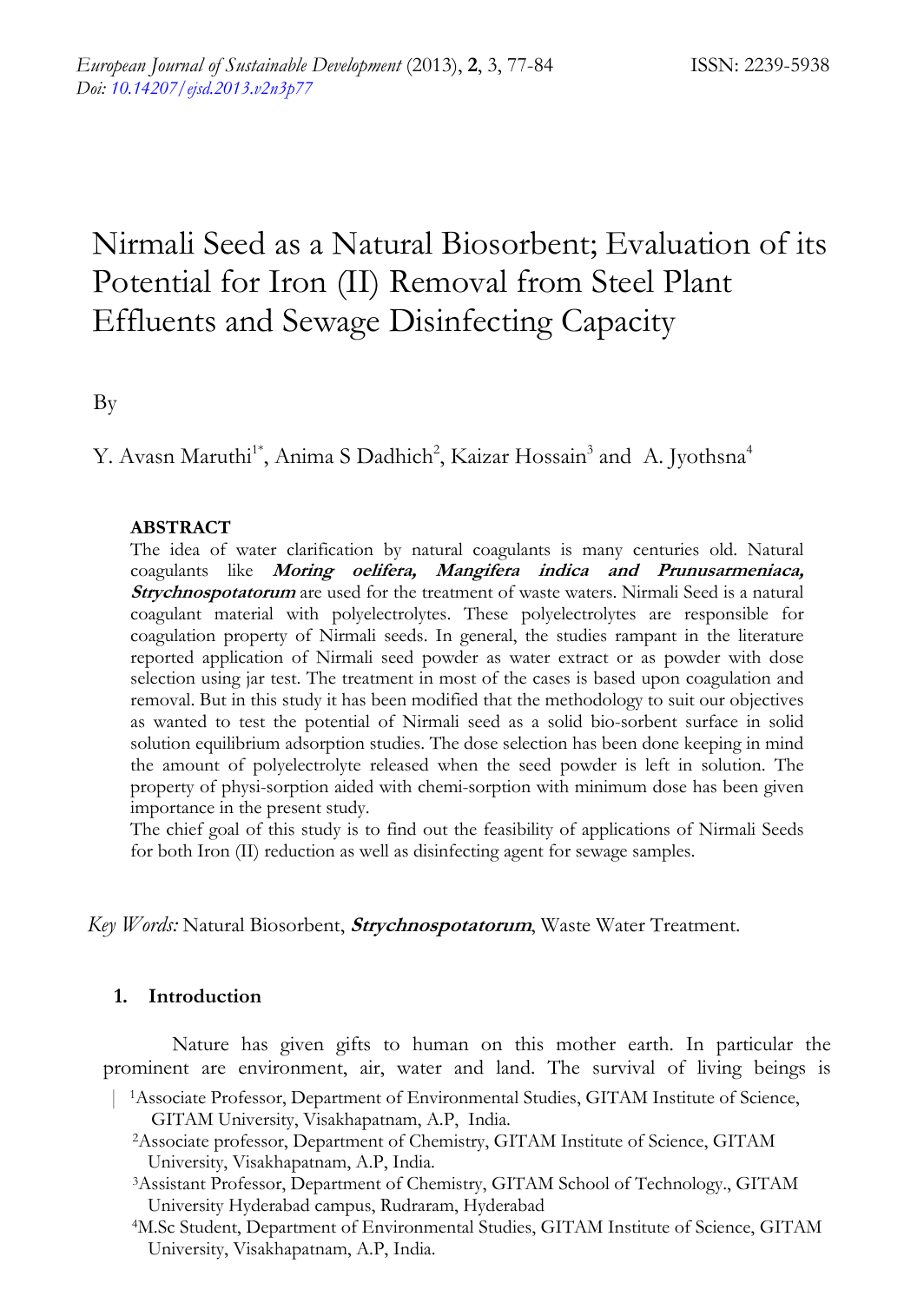European Journal of Sustainable Development (2013), **2**, 3, 77-84 ISSN: 2239-5938
Doi: 10.14207/ejsd.2013.v2n3p77

# Nirmali Seed as a Natural Biosorbent; Evaluation of its Potential for Iron (II) Removal from Steel Plant Effluents and Sewage Disinfecting Capacity

By

Y. Avasn Maruthi[1*], Anima S Dadhich[2], Kaizar Hossain[3] and A. Jyothsna[4]

**ABSTRACT**

The idea of water clarification by natural coagulants is many centuries old. Natural coagulants like ***Moring oelifera, Mangifera indica and Prunusarmeniaca, Strychnospotatorum*** are used for the treatment of waste waters. Nirmali Seed is a natural coagulant material with polyelectrolytes. These polyelectrolytes are responsible for coagulation property of Nirmali seeds. In general, the studies rampant in the literature reported application of Nirmali seed powder as water extract or as powder with dose selection using jar test. The treatment in most of the cases is based upon coagulation and removal. But in this study it has been modified that the methodology to suit our objectives as wanted to test the potential of Nirmali seed as a solid bio-sorbent surface in solid solution equilibrium adsorption studies. The dose selection has been done keeping in mind the amount of polyelectrolyte released when the seed powder is left in solution. The property of physi-sorption aided with chemi-sorption with minimum dose has been given importance in the present study.

The chief goal of this study is to find out the feasibility of applications of Nirmali Seeds for both Iron (II) reduction as well as disinfecting agent for sewage samples.

*Key Words:* Natural Biosorbent, ***Strychnospotatorum***, Waste Water Treatment.

## 1. Introduction

Nature has given gifts to human on this mother earth. In particular the prominent are environment, air, water and land. The survival of living beings is

[1]Associate Professor, Department of Environmental Studies, GITAM Institute of Science, GITAM University, Visakhapatnam, A.P, India.

[2]Associate professor, Department of Chemistry, GITAM Institute of Science, GITAM University, Visakhapatnam, A.P, India.

[3]Assistant Professor, Department of Chemistry, GITAM School of Technology., GITAM University Hyderabad campus, Rudraram, Hyderabad

[4]M.Sc Student, Department of Environmental Studies, GITAM Institute of Science, GITAM University, Visakhapatnam, A.P, India.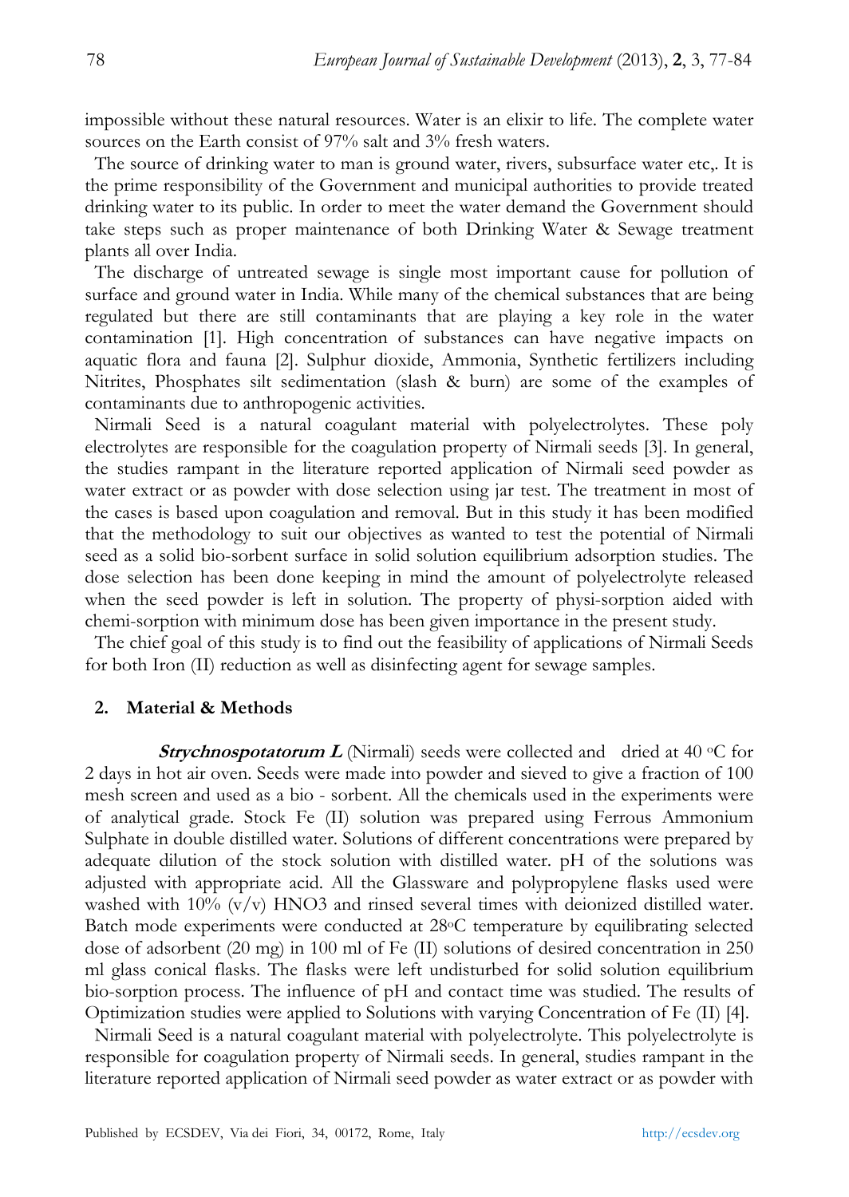impossible without these natural resources. Water is an elixir to life. The complete water sources on the Earth consist of 97% salt and 3% fresh waters.

The source of drinking water to man is ground water, rivers, subsurface water etc,. It is the prime responsibility of the Government and municipal authorities to provide treated drinking water to its public. In order to meet the water demand the Government should take steps such as proper maintenance of both Drinking Water & Sewage treatment plants all over India.

The discharge of untreated sewage is single most important cause for pollution of surface and ground water in India. While many of the chemical substances that are being regulated but there are still contaminants that are playing a key role in the water contamination [1]. High concentration of substances can have negative impacts on aquatic flora and fauna [2]. Sulphur dioxide, Ammonia, Synthetic fertilizers including Nitrites, Phosphates silt sedimentation (slash & burn) are some of the examples of contaminants due to anthropogenic activities.

Nirmali Seed is a natural coagulant material with polyelectrolytes. These poly electrolytes are responsible for the coagulation property of Nirmali seeds [3]. In general, the studies rampant in the literature reported application of Nirmali seed powder as water extract or as powder with dose selection using jar test. The treatment in most of the cases is based upon coagulation and removal. But in this study it has been modified that the methodology to suit our objectives as wanted to test the potential of Nirmali seed as a solid bio-sorbent surface in solid solution equilibrium adsorption studies. The dose selection has been done keeping in mind the amount of polyelectrolyte released when the seed powder is left in solution. The property of physi-sorption aided with chemi-sorption with minimum dose has been given importance in the present study.

The chief goal of this study is to find out the feasibility of applications of Nirmali Seeds for both Iron (II) reduction as well as disinfecting agent for sewage samples.

## 2. Material & Methods

***Strychnospotatorum L*** (Nirmali) seeds were collected and dried at 40 °C for 2 days in hot air oven. Seeds were made into powder and sieved to give a fraction of 100 mesh screen and used as a bio - sorbent. All the chemicals used in the experiments were of analytical grade. Stock Fe (II) solution was prepared using Ferrous Ammonium Sulphate in double distilled water. Solutions of different concentrations were prepared by adequate dilution of the stock solution with distilled water. pH of the solutions was adjusted with appropriate acid. All the Glassware and polypropylene flasks used were washed with 10% (v/v) $HNO_3$ and rinsed several times with deionized distilled water. Batch mode experiments were conducted at 28°C temperature by equilibrating selected dose of adsorbent (20 mg) in 100 ml of Fe (II) solutions of desired concentration in 250 ml glass conical flasks. The flasks were left undisturbed for solid solution equilibrium bio-sorption process. The influence of pH and contact time was studied. The results of Optimization studies were applied to Solutions with varying Concentration of Fe (II) [4].

Nirmali Seed is a natural coagulant material with polyelectrolyte. This polyelectrolyte is responsible for coagulation property of Nirmali seeds. In general, studies rampant in the literature reported application of Nirmali seed powder as water extract or as powder with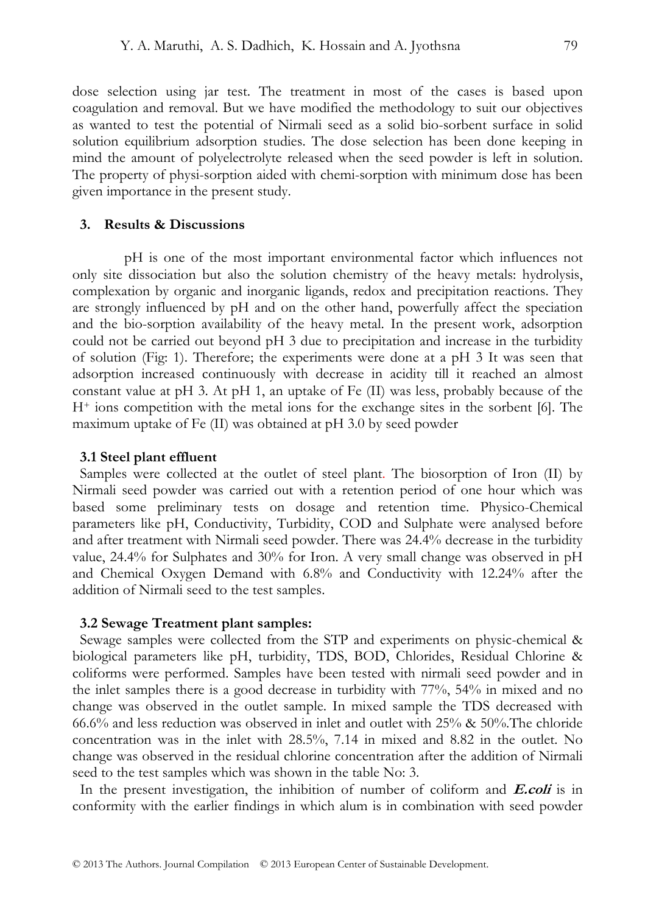dose selection using jar test. The treatment in most of the cases is based upon coagulation and removal. But we have modified the methodology to suit our objectives as wanted to test the potential of Nirmali seed as a solid bio-sorbent surface in solid solution equilibrium adsorption studies. The dose selection has been done keeping in mind the amount of polyelectrolyte released when the seed powder is left in solution. The property of physi-sorption aided with chemi-sorption with minimum dose has been given importance in the present study.

## 3. Results & Discussions

pH is one of the most important environmental factor which influences not only site dissociation but also the solution chemistry of the heavy metals: hydrolysis, complexation by organic and inorganic ligands, redox and precipitation reactions. They are strongly influenced by pH and on the other hand, powerfully affect the speciation and the bio-sorption availability of the heavy metal. In the present work, adsorption could not be carried out beyond pH 3 due to precipitation and increase in the turbidity of solution (Fig: 1). Therefore; the experiments were done at a pH 3 It was seen that adsorption increased continuously with decrease in acidity till it reached an almost constant value at pH 3. At pH 1, an uptake of Fe (II) was less, probably because of the $H^+$ ions competition with the metal ions for the exchange sites in the sorbent [6]. The maximum uptake of Fe (II) was obtained at pH 3.0 by seed powder

### 3.1 Steel plant effluent

Samples were collected at the outlet of steel plant. The biosorption of Iron (II) by Nirmali seed powder was carried out with a retention period of one hour which was based some preliminary tests on dosage and retention time. Physico-Chemical parameters like pH, Conductivity, Turbidity, COD and Sulphate were analysed before and after treatment with Nirmali seed powder. There was 24.4% decrease in the turbidity value, 24.4% for Sulphates and 30% for Iron. A very small change was observed in pH and Chemical Oxygen Demand with 6.8% and Conductivity with 12.24% after the addition of Nirmali seed to the test samples.

### 3.2 Sewage Treatment plant samples:

Sewage samples were collected from the STP and experiments on physic-chemical & biological parameters like pH, turbidity, TDS, BOD, Chlorides, Residual Chlorine & coliforms were performed. Samples have been tested with nirmali seed powder and in the inlet samples there is a good decrease in turbidity with 77%, 54% in mixed and no change was observed in the outlet sample. In mixed sample the TDS decreased with 66.6% and less reduction was observed in inlet and outlet with 25% & 50%.The chloride concentration was in the inlet with 28.5%, 7.14 in mixed and 8.82 in the outlet. No change was observed in the residual chlorine concentration after the addition of Nirmali seed to the test samples which was shown in the table No: 3.

In the present investigation, the inhibition of number of coliform and ***E.coli*** is in conformity with the earlier findings in which alum is in combination with seed powder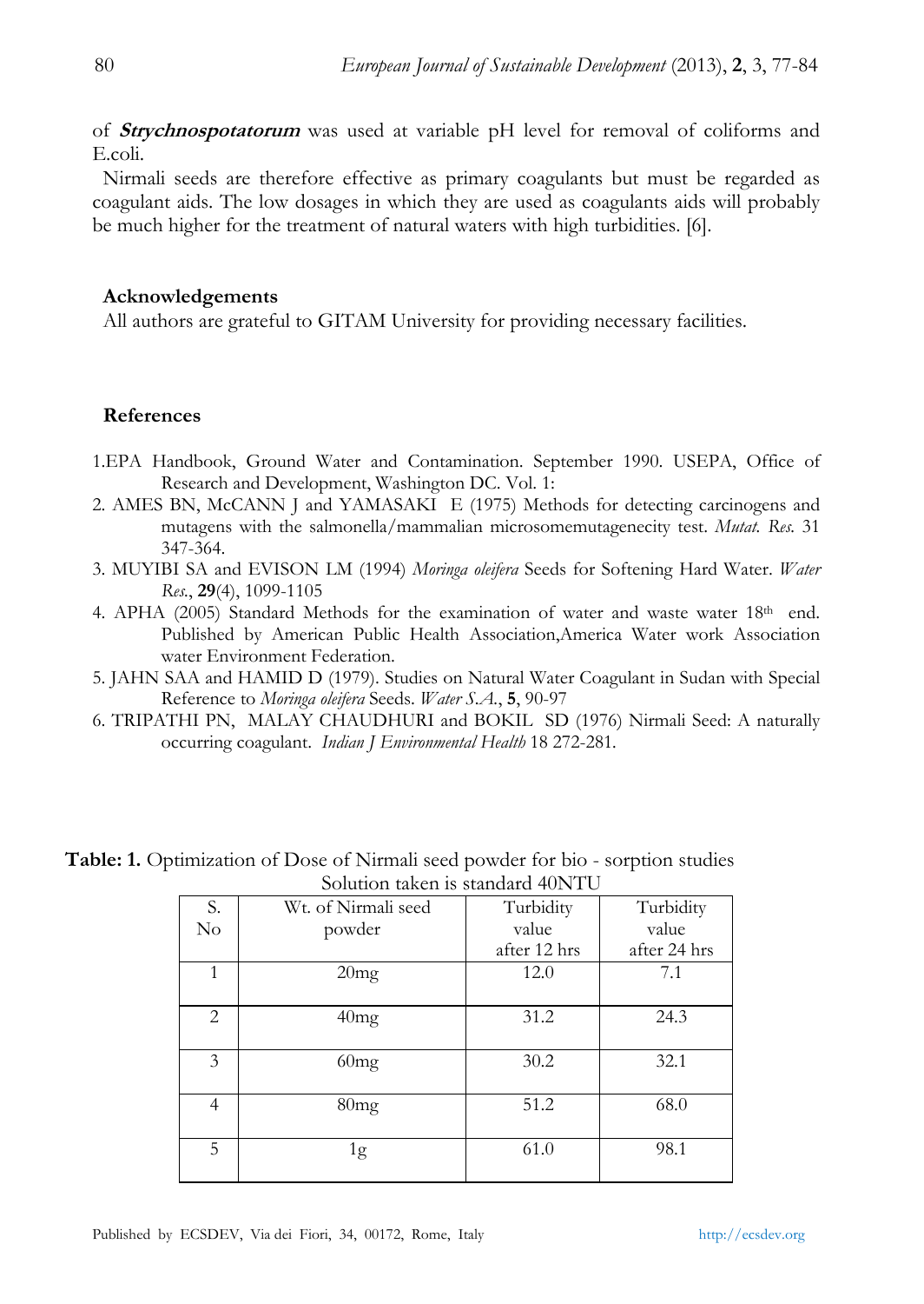of ***Strychnospotatorum*** was used at variable pH level for removal of coliforms and E.coli.

Nirmali seeds are therefore effective as primary coagulants but must be regarded as coagulant aids. The low dosages in which they are used as coagulants aids will probably be much higher for the treatment of natural waters with high turbidities. [6].

### Acknowledgements

All authors are grateful to GITAM University for providing necessary facilities.

### References

1. EPA Handbook, Ground Water and Contamination. September 1990. USEPA, Office of Research and Development, Washington DC. Vol. 1:
2. AMES BN, McCANN J and YAMASAKI E (1975) Methods for detecting carcinogens and mutagens with the salmonella/mammalian microsomemutagenecity test. *Mutat. Res.* 31 347-364.
3. MUYIBI SA and EVISON LM (1994) *Moringa oleifera* Seeds for Softening Hard Water. *Water Res.*, **29**(4), 1099-1105
4. APHA (2005) Standard Methods for the examination of water and waste water 18th end. Published by American Public Health Association,America Water work Association water Environment Federation.
5. JAHN SAA and HAMID D (1979). Studies on Natural Water Coagulant in Sudan with Special Reference to *Moringa oleifera* Seeds. *Water S.A.*, **5**, 90-97
6. TRIPATHI PN, MALAY CHAUDHURI and BOKIL SD (1976) Nirmali Seed: A naturally occurring coagulant. *Indian J Environmental Health* 18 272-281.

**Table: 1.** Optimization of Dose of Nirmali seed powder for bio - sorption studies
Solution taken is standard 40NTU

| S. No | Wt. of Nirmali seed powder | Turbidity value after 12 hrs | Turbidity value after 24 hrs |
|---|---|---|---|
| 1 | 20mg | 12.0 | 7.1 |
| 2 | 40mg | 31.2 | 24.3 |
| 3 | 60mg | 30.2 | 32.1 |
| 4 | 80mg | 51.2 | 68.0 |
| 5 | 1g | 61.0 | 98.1 |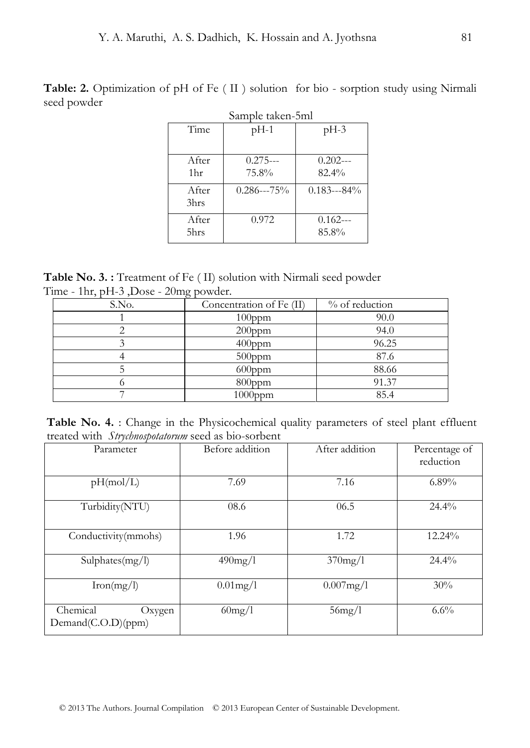**Table: 2.** Optimization of pH of Fe ( II ) solution for bio - sorption study using Nirmali seed powder

Sample taken-5ml

| Time | pH-1 | pH-3 |
|---|---|---|
| After 1hr | 0.275---75.8% | 0.202---82.4% |
| After 3hrs | 0.286---75% | 0.183---84% |
| After 5hrs | 0.972 | 0.162---85.8% |

**Table No. 3. :** Treatment of Fe ( II) solution with Nirmali seed powder
Time - 1hr, pH-3 ,Dose - 20mg powder.

| S.No. | Concentration of Fe (II) | % of reduction |
|---|---|---|
| 1 | 100ppm | 90.0 |
| 2 | 200ppm | 94.0 |
| 3 | 400ppm | 96.25 |
| 4 | 500ppm | 87.6 |
| 5 | 600ppm | 88.66 |
| 6 | 800ppm | 91.37 |
| 7 | 1000ppm | 85.4 |

**Table No. 4.** : Change in the Physicochemical quality parameters of steel plant effluent treated with *Strychnospotatorum* seed as bio-sorbent

| Parameter | Before addition | After addition | Percentage of reduction |
|---|---|---|---|
| pH(mol/L) | 7.69 | 7.16 | 6.89% |
| Turbidity(NTU) | 08.6 | 06.5 | 24.4% |
| Conductivity(mmohs) | 1.96 | 1.72 | 12.24% |
| Sulphates(mg/l) | 490mg/l | 370mg/l | 24.4% |
| Iron(mg/l) | 0.01mg/l | 0.007mg/l | 30% |
| Chemical Oxygen Demand(C.O.D)(ppm) | 60mg/l | 56mg/l | 6.6% |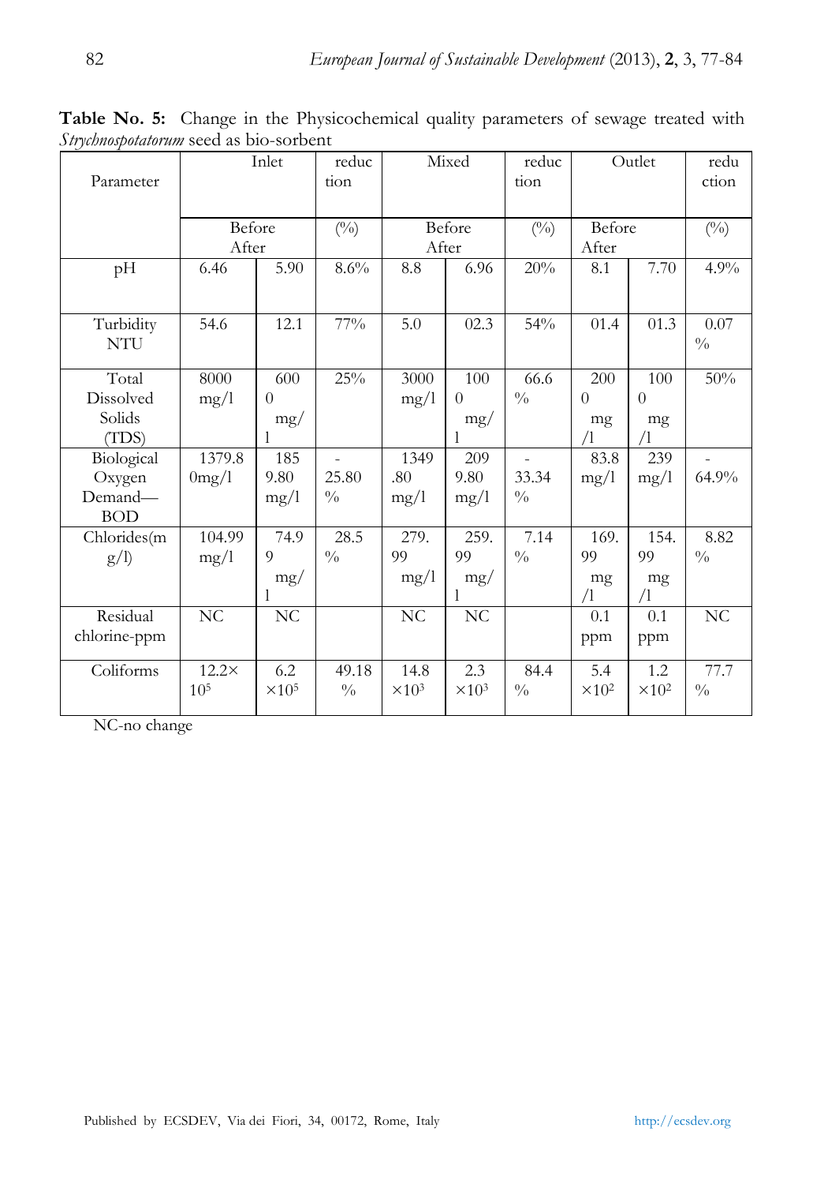**Table No. 5:** Change in the Physicochemical quality parameters of sewage treated with *Strychnospotatorum* seed as bio-sorbent

| Parameter | Inlet | | reduction | Mixed | | reduction | Outlet | | reduction |
|---|---|---|---|---|---|---|---|---|---|
| | Before | After | (%) | Before | After | (%) | Before | After | (%) |
| pH | 6.46 | 5.90 | 8.6% | 8.8 | 6.96 | 20% | 8.1 | 7.70 | 4.9% |
| Turbidity NTU | 54.6 | 12.1 | 77% | 5.0 | 02.3 | 54% | 01.4 | 01.3 | 0.07 % |
| Total Dissolved Solids (TDS) | 8000 mg/l | 6000 mg/l | 25% | 3000 mg/l | 1000 mg/l | 66.6 % | 2000 mg /l | 1000 mg /l | 50% |
| Biological Oxygen Demand—BOD | 1379.80mg/l | 1859.80 mg/l | -25.80 % | 1349.80 mg/l | 2099.80 mg/l | -33.34 % | 83.8 mg/l | 239 mg/l | -64.9% |
| Chlorides(mg/l) | 104.99 mg/l | 74.99 mg/l | 28.5 % | 279.99 mg/l | 259.99 mg/l | 7.14 % | 169.99 mg /l | 154.99 mg /l | 8.82 % |
| Residual chlorine-ppm | NC | NC | | NC | NC | | 0.1 ppm | 0.1 ppm | NC |
| Coliforms | $12.2\times 10^5$ | $6.2 \times 10^5$ | 49.18 % | $14.8 \times 10^3$ | $2.3 \times 10^3$ | 84.4 % | $5.4 \times 10^2$ | $1.2 \times 10^2$ | 77.7 % |

NC-no change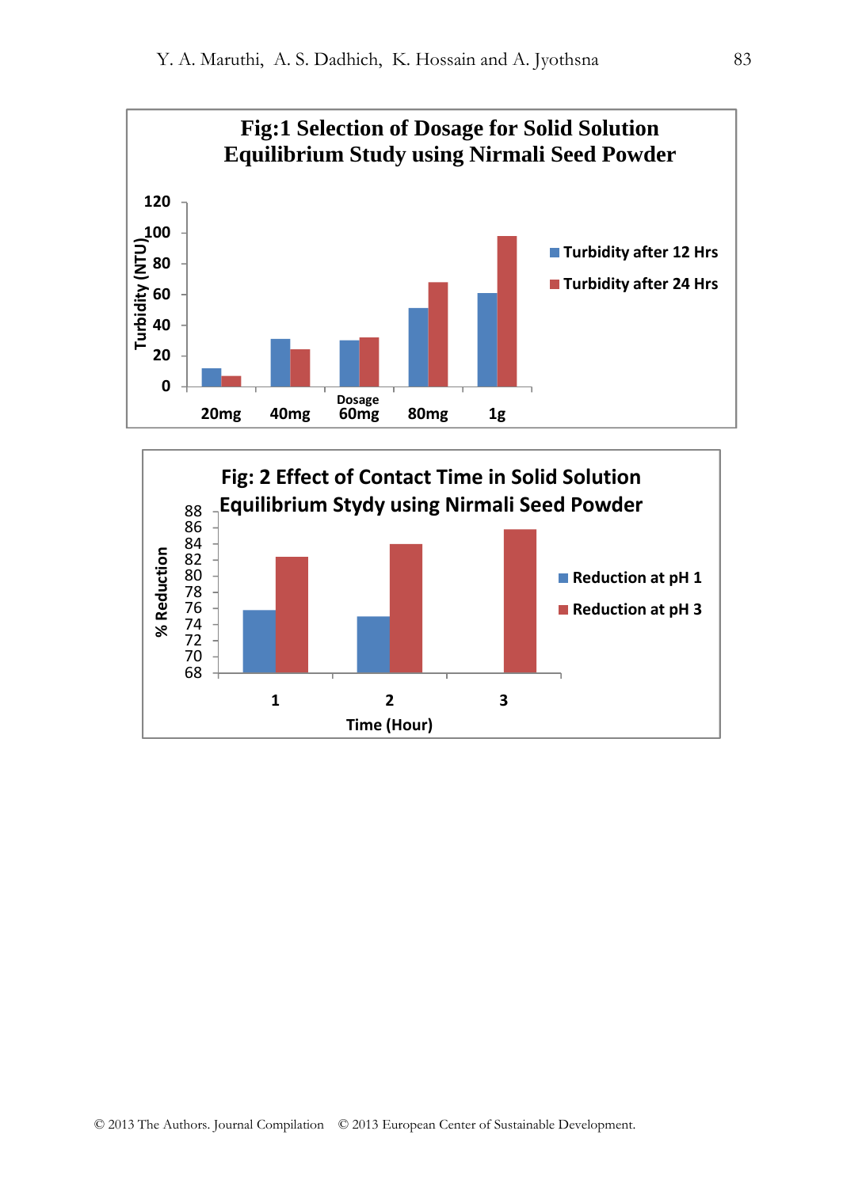**Fig:1 Selection of Dosage for Solid Solution Equilibrium Study using Nirmali Seed Powder**

**Fig: 2 Effect of Contact Time in Solid Solution Equilibrium Stydy using Nirmali Seed Powder**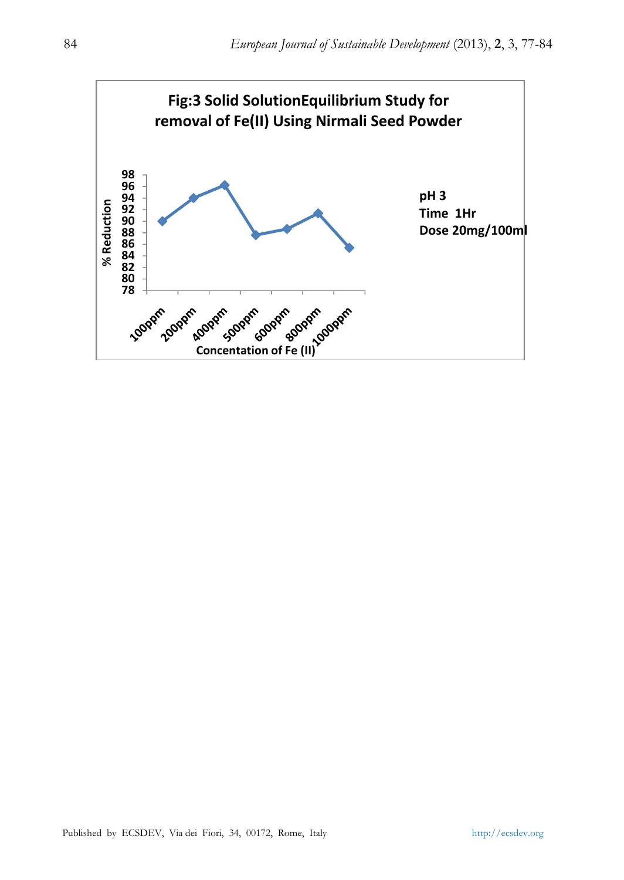Fig:3 Solid SolutionEquilibrium Study for removal of Fe(II) Using Nirmali Seed Powder

% Reduction

98
96
94
92
90
88
86
84
82
80
78

100ppm
200ppm
400ppm
500ppm
600ppm
800ppm
1000ppm

Concentation of Fe (II)

pH 3
Time 1Hr
Dose 20mg/100ml